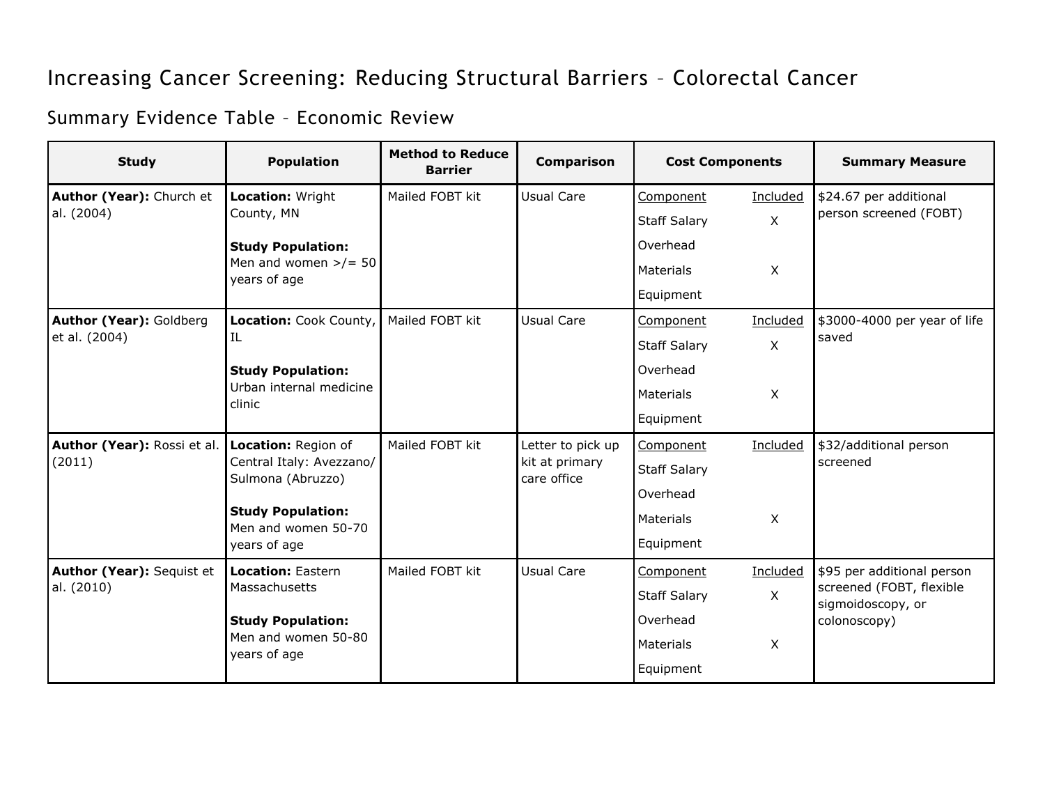# Increasing Cancer Screening: Reducing Structural Barriers – Colorectal Cancer

## Summary Evidence Table – Economic Review

| Study | Population | Method to Reduce Barrier | Comparison | Cost Components | Summary Measure |
|---|---|---|---|---|---|
| **Author (Year):** Church et al. (2004) | **Location:** Wright County, MN<br><br>**Study Population:** Men and women >/= 50 years of age | Mailed FOBT kit | Usual Care | Component / Included<br>Staff Salary: X<br>Overhead<br>Materials: X<br>Equipment | $24.67 per additional person screened (FOBT) |
| **Author (Year):** Goldberg et al. (2004) | **Location:** Cook County, IL<br><br>**Study Population:** Urban internal medicine clinic | Mailed FOBT kit | Usual Care | Component / Included<br>Staff Salary: X<br>Overhead<br>Materials: X<br>Equipment | $3000-4000 per year of life saved |
| **Author (Year):** Rossi et al. (2011) | **Location:** Region of Central Italy: Avezzano/ Sulmona (Abruzzo)<br><br>**Study Population:** Men and women 50-70 years of age | Mailed FOBT kit | Letter to pick up kit at primary care office | Component / Included<br>Staff Salary<br>Overhead<br>Materials: X<br>Equipment | $32/additional person screened |
| **Author (Year):** Sequist et al. (2010) | **Location:** Eastern Massachusetts<br><br>**Study Population:** Men and women 50-80 years of age | Mailed FOBT kit | Usual Care | Component / Included<br>Staff Salary: X<br>Overhead<br>Materials: X<br>Equipment | $95 per additional person screened (FOBT, flexible sigmoidoscopy, or colonoscopy) |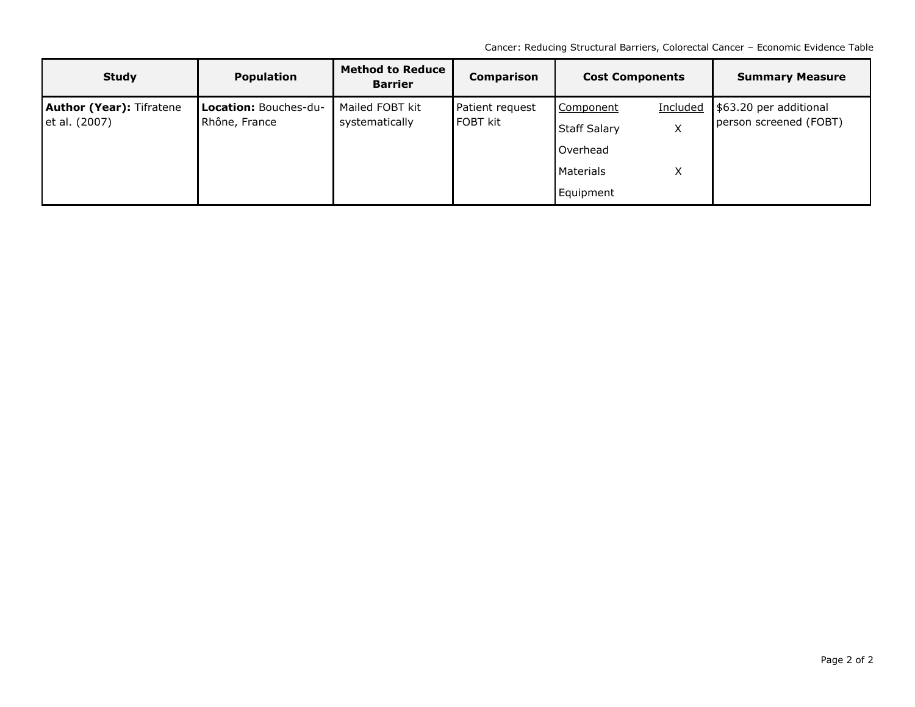| Study | Population | Method to Reduce Barrier | Comparison | Cost Components | | Summary Measure |
|---|---|---|---|---|---|---|
| **Author (Year):** Tifratene et al. (2007) | **Location:** Bouches-du-Rhône, France | Mailed FOBT kit systematically | Patient request FOBT kit | Component | Included | $63.20 per additional person screened (FOBT) |
| | | | | Staff Salary | X | |
| | | | | Overhead | | |
| | | | | Materials | X | |
| | | | | Equipment | | |